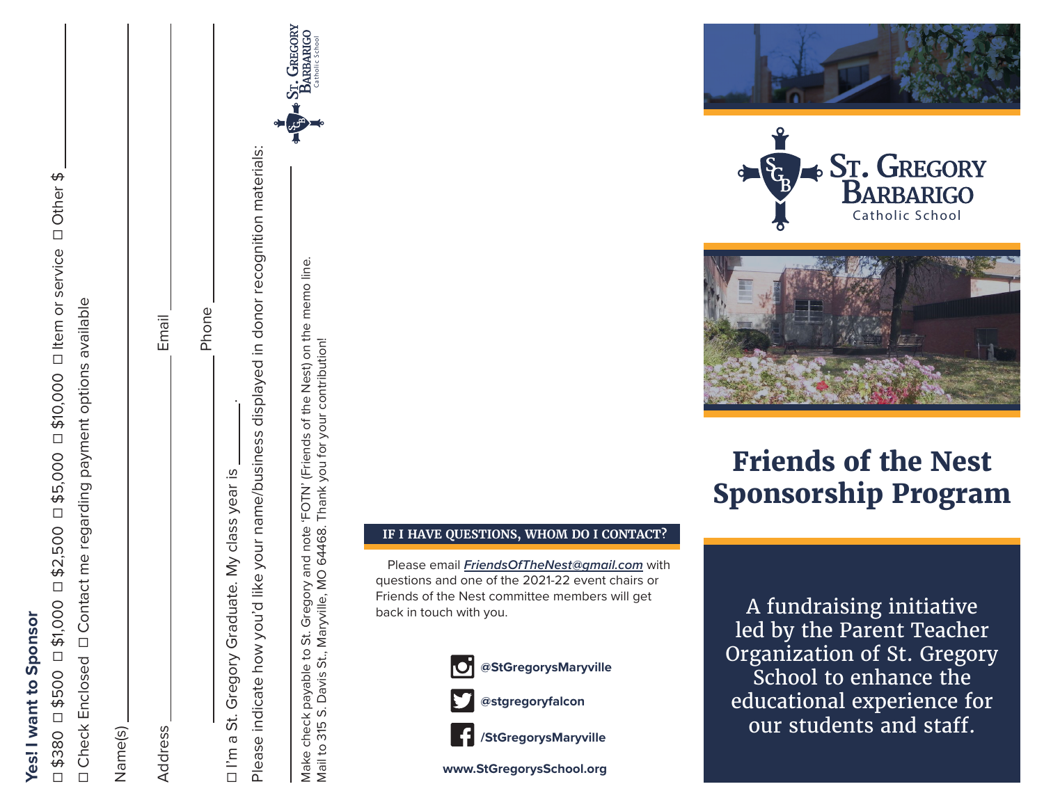# Friends of the Nest Sponsorship Program

St. Gregory Barbarigo Catholic School

A fundraising initiative led by the Parent Teacher Organization of St. Gregory School to enhance the educational experience for our students and staff.

## IF I HAVE QUESTIONS, WHOM DO I CONTACT?

Please email ***FriendsOfTheNest@gmail.com*** with questions and one of the 2021-22 event chairs or Friends of the Nest committee members will get back in touch with you.

**@StGregorysMaryville**

**@stgregoryfalcon**

**/StGregorysMaryville**

**www.StGregorysSchool.org**

**Yes! I want to Sponsor**

☐ $380 ☐ $500 ☐ $1,000 ☐ $2,500 ☐ $5,000 ☐ $10,000 ☐ Item or service ☐ Other $ ______

☐ Check Enclosed ☐ Contact me regarding payment options available

Name(s) ______

Address ______ Email ______

______ Phone ______

☐ I'm a St. Gregory Graduate. My class year is ______.

Please indicate how you'd like your name/business displayed in donor recognition materials:

______

Make check payable to St. Gregory and note 'FOTN' (Friends of the Nest) on the memo line.
Mail to 315 S. Davis St., Maryville, MO 64468. Thank you for your contribution!

St. Gregory Barbarigo Catholic School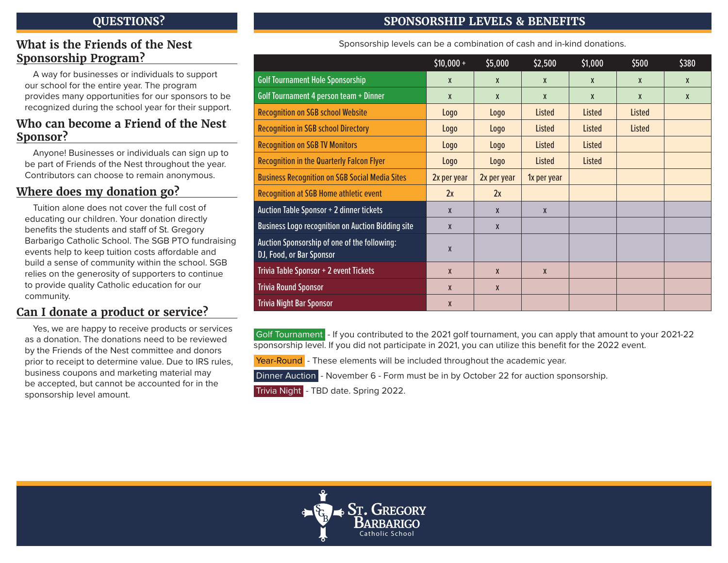## QUESTIONS?

### What is the Friends of the Nest Sponsorship Program?

A way for businesses or individuals to support our school for the entire year. The program provides many opportunities for our sponsors to be recognized during the school year for their support.

### Who can become a Friend of the Nest Sponsor?

Anyone! Businesses or individuals can sign up to be part of Friends of the Nest throughout the year. Contributors can choose to remain anonymous.

### Where does my donation go?

Tuition alone does not cover the full cost of educating our children. Your donation directly benefits the students and staff of St. Gregory Barbarigo Catholic School. The SGB PTO fundraising events help to keep tuition costs affordable and build a sense of community within the school. SGB relies on the generosity of supporters to continue to provide quality Catholic education for our community.

### Can I donate a product or service?

Yes, we are happy to receive products or services as a donation. The donations need to be reviewed by the Friends of the Nest committee and donors prior to receipt to determine value. Due to IRS rules, business coupons and marketing material may be accepted, but cannot be accounted for in the sponsorship level amount.

## SPONSORSHIP LEVELS & BENEFITS

Sponsorship levels can be a combination of cash and in-kind donations.

| | $10,000 + | $5,000 | $2,500 | $1,000 | $500 | $380 |
|---|---|---|---|---|---|---|
| Golf Tournament Hole Sponsorship | x | x | x | x | x | x |
| Golf Tournament 4 person team + Dinner | x | x | x | x | x | x |
| Recognition on SGB school Website | Logo | Logo | Listed | Listed | Listed | |
| Recognition in SGB school Directory | Logo | Logo | Listed | Listed | Listed | |
| Recognition on SGB TV Monitors | Logo | Logo | Listed | Listed | | |
| Recognition in the Quarterly Falcon Flyer | Logo | Logo | Listed | Listed | | |
| Business Recognition on SGB Social Media Sites | 2x per year | 2x per year | 1x per year | | | |
| Recognition at SGB Home athletic event | 2x | 2x | | | | |
| Auction Table Sponsor + 2 dinner tickets | x | x | x | | | |
| Business Logo recognition on Auction Bidding site | x | x | | | | |
| Auction Sponsorship of one of the following: DJ, Food, or Bar Sponsor | x | | | | | |
| Trivia Table Sponsor + 2 event Tickets | x | x | x | | | |
| Trivia Round Sponsor | x | x | | | | |
| Trivia Night Bar Sponsor | x | | | | | |

Golf Tournament - If you contributed to the 2021 golf tournament, you can apply that amount to your 2021-22 sponsorship level. If you did not participate in 2021, you can utilize this benefit for the 2022 event.

Year-Round - These elements will be included throughout the academic year.

Dinner Auction - November 6 - Form must be in by October 22 for auction sponsorship.

Trivia Night - TBD date. Spring 2022.

St. Gregory Barbarigo Catholic School